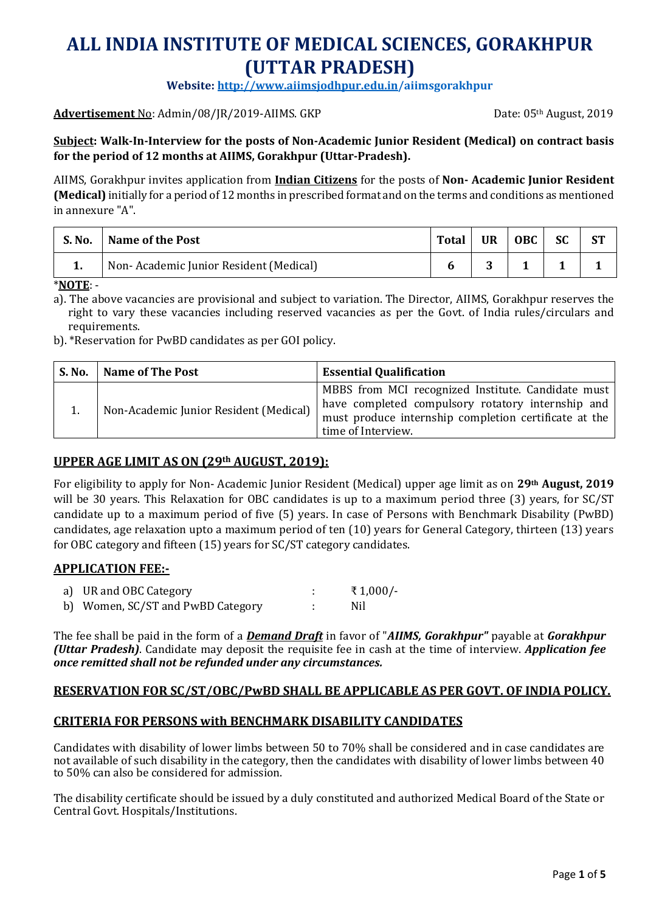# ALL INDIA INSTITUTE OF MEDICAL SCIENCES, GORAKHPUR (UTTAR PRADESH)

**Website: http://www.aiimsjodhpur.edu.in/aiimsgorakhpur**

**Advertisement** No: Admin/08/JR/2019-AIIMS. GKP    Date: 05th August, 2019

**Subject: Walk-In-Interview for the posts of Non-Academic Junior Resident (Medical) on contract basis for the period of 12 months at AIIMS, Gorakhpur (Uttar-Pradesh).**

AIIMS, Gorakhpur invites application from **Indian Citizens** for the posts of **Non- Academic Junior Resident (Medical)** initially for a period of 12 months in prescribed format and on the terms and conditions as mentioned in annexure "A".

| S. No. | Name of the Post | Total | UR | OBC | SC | ST |
|---|---|---|---|---|---|---|
| 1. | Non- Academic Junior Resident (Medical) | 6 | 3 | 1 | 1 | 1 |

*__NOTE__: -

a). The above vacancies are provisional and subject to variation. The Director, AIIMS, Gorakhpur reserves the right to vary these vacancies including reserved vacancies as per the Govt. of India rules/circulars and requirements.

b). *Reservation for PwBD candidates as per GOI policy.

| S. No. | Name of The Post | Essential Qualification |
|---|---|---|
| 1. | Non-Academic Junior Resident (Medical) | MBBS from MCI recognized Institute. Candidate must have completed compulsory rotatory internship and must produce internship completion certificate at the time of Interview. |

## UPPER AGE LIMIT AS ON (29th AUGUST, 2019):

For eligibility to apply for Non- Academic Junior Resident (Medical) upper age limit as on **29th August, 2019** will be 30 years. This Relaxation for OBC candidates is up to a maximum period three (3) years, for SC/ST candidate up to a maximum period of five (5) years. In case of Persons with Benchmark Disability (PwBD) candidates, age relaxation upto a maximum period of ten (10) years for General Category, thirteen (13) years for OBC category and fifteen (15) years for SC/ST category candidates.

## APPLICATION FEE:-

a) UR and OBC Category : ₹ 1,000/-

b) Women, SC/ST and PwBD Category : Nil

The fee shall be paid in the form of a ***Demand Draft*** in favor of "***AIIMS, Gorakhpur"*** payable at ***Gorakhpur (Uttar Pradesh)***. Candidate may deposit the requisite fee in cash at the time of interview. ***Application fee once remitted shall not be refunded under any circumstances.***

## RESERVATION FOR SC/ST/OBC/PwBD SHALL BE APPLICABLE AS PER GOVT. OF INDIA POLICY.

## CRITERIA FOR PERSONS with BENCHMARK DISABILITY CANDIDATES

Candidates with disability of lower limbs between 50 to 70% shall be considered and in case candidates are not available of such disability in the category, then the candidates with disability of lower limbs between 40 to 50% can also be considered for admission.

The disability certificate should be issued by a duly constituted and authorized Medical Board of the State or Central Govt. Hospitals/Institutions.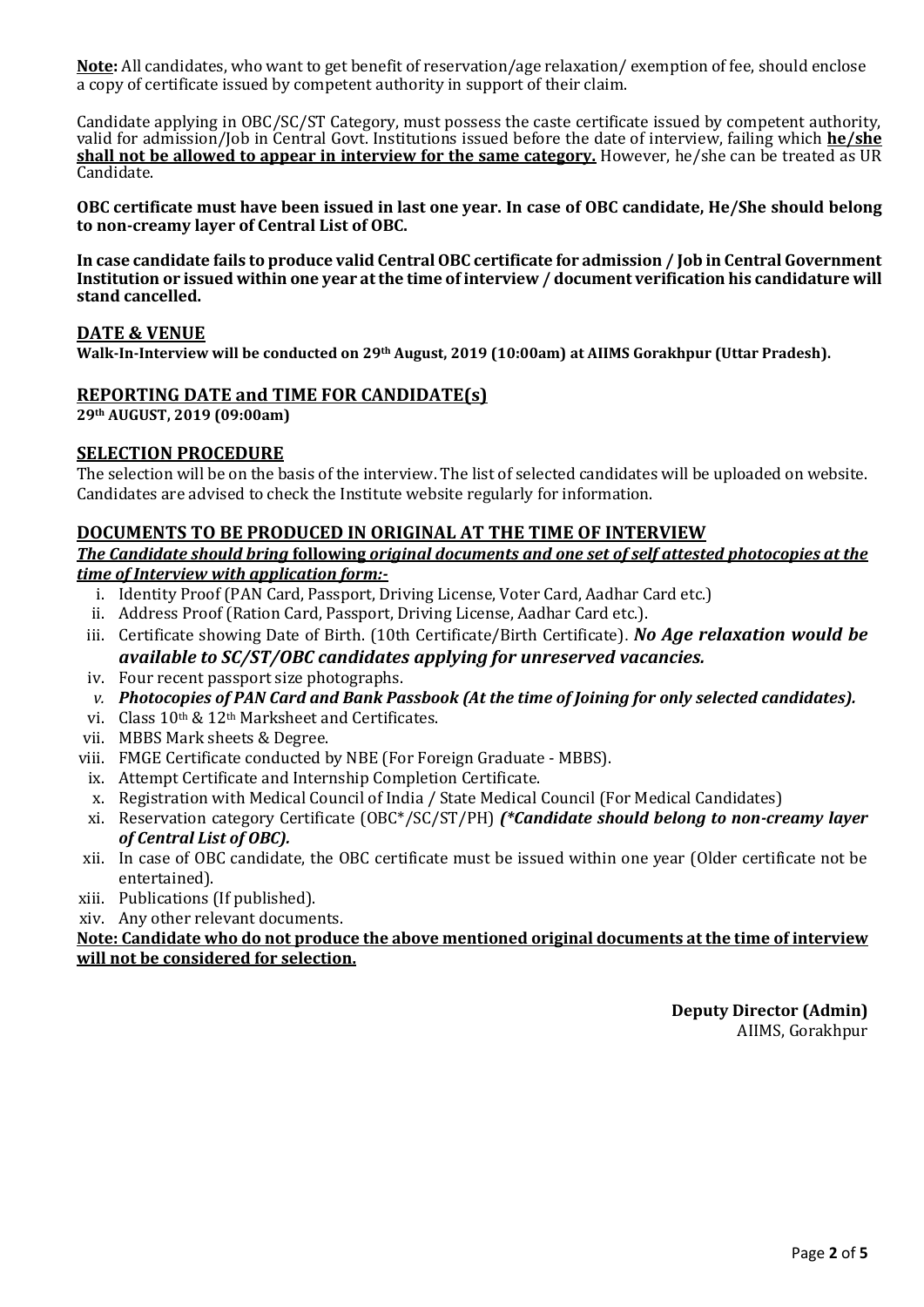**Note:** All candidates, who want to get benefit of reservation/age relaxation/ exemption of fee, should enclose a copy of certificate issued by competent authority in support of their claim.

Candidate applying in OBC/SC/ST Category, must possess the caste certificate issued by competent authority, valid for admission/Job in Central Govt. Institutions issued before the date of interview, failing which **he/she shall not be allowed to appear in interview for the same category.** However, he/she can be treated as UR Candidate.

**OBC certificate must have been issued in last one year. In case of OBC candidate, He/She should belong to non-creamy layer of Central List of OBC.**

**In case candidate fails to produce valid Central OBC certificate for admission / Job in Central Government Institution or issued within one year at the time of interview / document verification his candidature will stand cancelled.**

## DATE & VENUE

**Walk-In-Interview will be conducted on 29th August, 2019 (10:00am) at AIIMS Gorakhpur (Uttar Pradesh).**

## REPORTING DATE and TIME FOR CANDIDATE(s)

**29th AUGUST, 2019 (09:00am)**

## SELECTION PROCEDURE

The selection will be on the basis of the interview. The list of selected candidates will be uploaded on website. Candidates are advised to check the Institute website regularly for information.

## DOCUMENTS TO BE PRODUCED IN ORIGINAL AT THE TIME OF INTERVIEW

***The Candidate should bring* following *original documents and one set of self attested photocopies at the time of Interview with application form:-***

i. Identity Proof (PAN Card, Passport, Driving License, Voter Card, Aadhar Card etc.)
ii. Address Proof (Ration Card, Passport, Driving License, Aadhar Card etc.).
iii. Certificate showing Date of Birth. (10th Certificate/Birth Certificate). ***No Age relaxation would be available to SC/ST/OBC candidates applying for unreserved vacancies.***
iv. Four recent passport size photographs.
v. ***Photocopies of PAN Card and Bank Passbook (At the time of Joining for only selected candidates).***
vi. Class 10th & 12th Marksheet and Certificates.
vii. MBBS Mark sheets & Degree.
viii. FMGE Certificate conducted by NBE (For Foreign Graduate - MBBS).
ix. Attempt Certificate and Internship Completion Certificate.
x. Registration with Medical Council of India / State Medical Council (For Medical Candidates)
xi. Reservation category Certificate (OBC*/SC/ST/PH) ***(*Candidate should belong to non-creamy layer of Central List of OBC).***
xii. In case of OBC candidate, the OBC certificate must be issued within one year (Older certificate not be entertained).
xiii. Publications (If published).
xiv. Any other relevant documents.

**Note: Candidate who do not produce the above mentioned original documents at the time of interview will not be considered for selection.**

**Deputy Director (Admin)**
AIIMS, Gorakhpur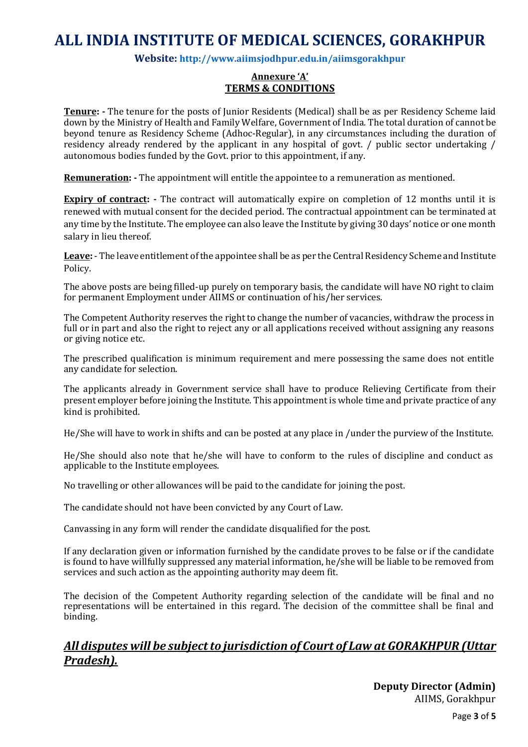# ALL INDIA INSTITUTE OF MEDICAL SCIENCES, GORAKHPUR

**Website: http://www.aiimsjodhpur.edu.in/aiimsgorakhpur**

## Annexure 'A'
## TERMS & CONDITIONS

**Tenure: -** The tenure for the posts of Junior Residents (Medical) shall be as per Residency Scheme laid down by the Ministry of Health and Family Welfare, Government of India. The total duration of cannot be beyond tenure as Residency Scheme (Adhoc-Regular), in any circumstances including the duration of residency already rendered by the applicant in any hospital of govt. / public sector undertaking / autonomous bodies funded by the Govt. prior to this appointment, if any.

**Remuneration: -** The appointment will entitle the appointee to a remuneration as mentioned.

**Expiry of contract: -** The contract will automatically expire on completion of 12 months until it is renewed with mutual consent for the decided period. The contractual appointment can be terminated at any time by the Institute. The employee can also leave the Institute by giving 30 days' notice or one month salary in lieu thereof.

**Leave:** - The leave entitlement of the appointee shall be as per the Central Residency Scheme and Institute Policy.

The above posts are being filled-up purely on temporary basis, the candidate will have NO right to claim for permanent Employment under AIIMS or continuation of his/her services.

The Competent Authority reserves the right to change the number of vacancies, withdraw the process in full or in part and also the right to reject any or all applications received without assigning any reasons or giving notice etc.

The prescribed qualification is minimum requirement and mere possessing the same does not entitle any candidate for selection.

The applicants already in Government service shall have to produce Relieving Certificate from their present employer before joining the Institute. This appointment is whole time and private practice of any kind is prohibited.

He/She will have to work in shifts and can be posted at any place in /under the purview of the Institute.

He/She should also note that he/she will have to conform to the rules of discipline and conduct as applicable to the Institute employees.

No travelling or other allowances will be paid to the candidate for joining the post.

The candidate should not have been convicted by any Court of Law.

Canvassing in any form will render the candidate disqualified for the post.

If any declaration given or information furnished by the candidate proves to be false or if the candidate is found to have willfully suppressed any material information, he/she will be liable to be removed from services and such action as the appointing authority may deem fit.

The decision of the Competent Authority regarding selection of the candidate will be final and no representations will be entertained in this regard. The decision of the committee shall be final and binding.

***All disputes will be subject to jurisdiction of Court of Law at GORAKHPUR (Uttar Pradesh).***

**Deputy Director (Admin)**
AIIMS, Gorakhpur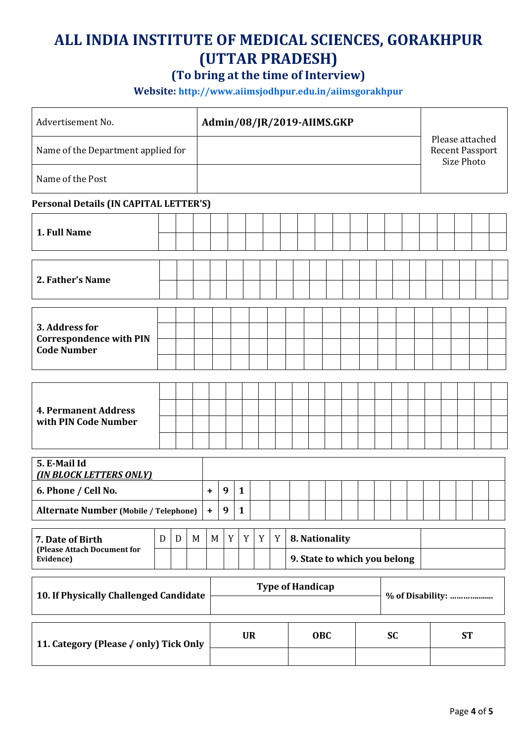# ALL INDIA INSTITUTE OF MEDICAL SCIENCES, GORAKHPUR (UTTAR PRADESH)

## (To bring at the time of Interview)

**Website: http://www.aiimsjodhpur.edu.in/aiimsgorakhpur**

| Advertisement No. | **Admin/08/JR/2019-AIIMS.GKP** | Please attached Recent Passport Size Photo |
|---|---|---|
| Name of the Department applied for | | |
| Name of the Post | | |

**Personal Details (IN CAPITAL LETTER'S)**

| **1. Full Name** | |
|---|---|

| **2. Father's Name** | |
|---|---|

| **3. Address for Correspondence with PIN Code Number** | |
|---|---|

| **4. Permanent Address with PIN Code Number** | |
|---|---|

| **5. E-Mail Id** ***(IN BLOCK LETTERS ONLY)*** | |
|---|---|
| **6. Phone / Cell No.** | **+ 9 1** |
| **Alternate Number (Mobile / Telephone)** | **+ 9 1** |

| **7. Date of Birth** **(Please Attach Document for Evidence)** | D | D | M | M | Y | Y | Y | Y | **8. Nationality** | |
|---|---|---|---|---|---|---|---|---|---|---|
| | | | | | | | | | **9. State to which you belong** | |

| **10. If Physically Challenged Candidate** | **Type of Handicap** | **% of Disability: ………………** |
|---|---|---|
| | | |

| **11. Category (Please √ only) Tick Only** | **UR** | **OBC** | **SC** | **ST** |
|---|---|---|---|---|
| | | | | |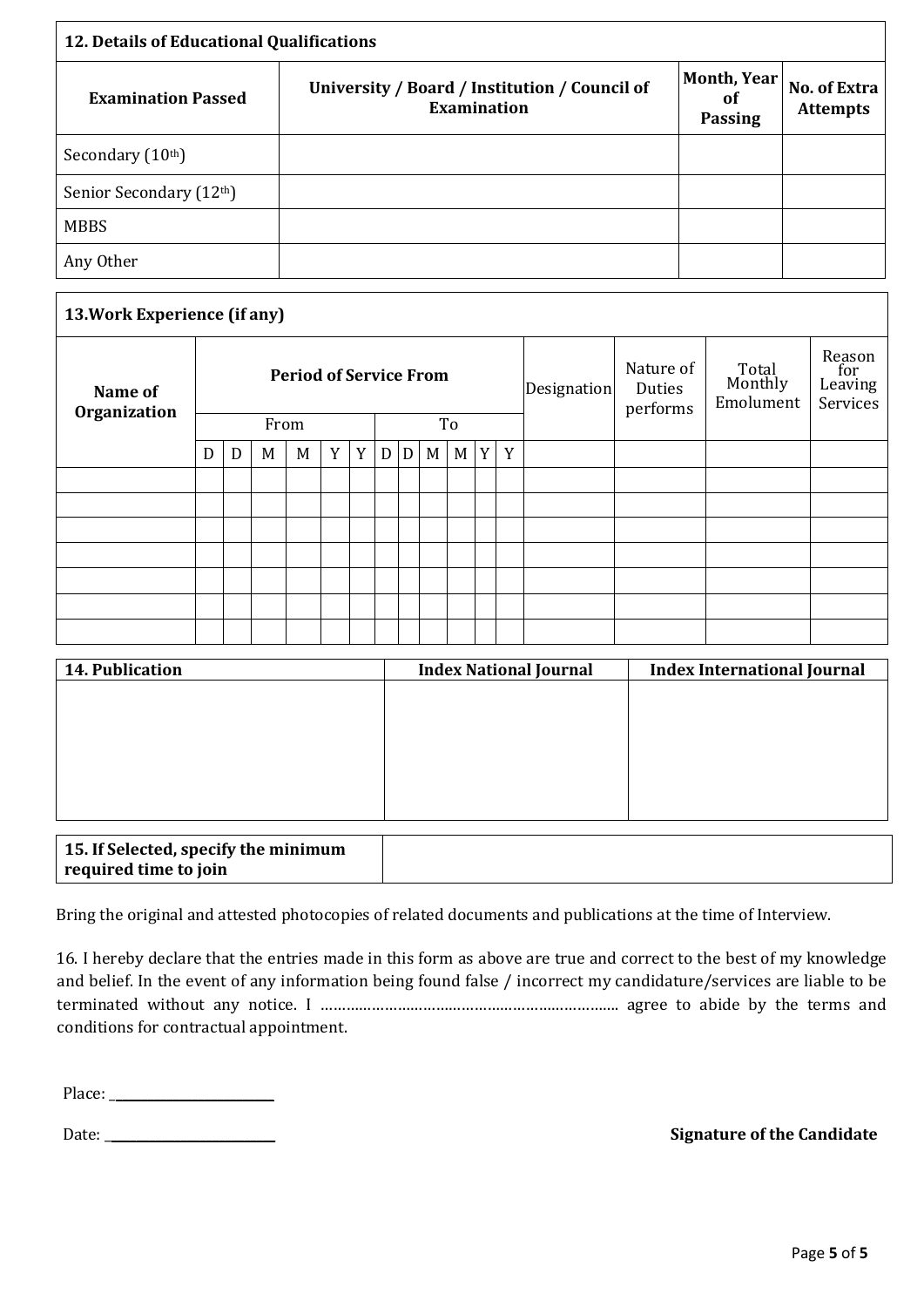| 12. Details of Educational Qualifications | | | |
|---|---|---|---|
| **Examination Passed** | **University / Board / Institution / Council of Examination** | **Month, Year of Passing** | **No. of Extra Attempts** |
| Secondary (10th) | | | |
| Senior Secondary (12th) | | | |
| MBBS | | | |
| Any Other | | | |

| 13.Work Experience (if any) | | | | | | | | | | | | | | | | |
|---|---|---|---|---|---|---|---|---|---|---|---|---|---|---|---|---|
| **Name of Organization** | **Period of Service From** | | | | | | | | | | | | Designation | Nature of Duties performs | Total Monthly Emolument | Reason for Leaving Services |
| | From | | | | | | To | | | | | | | | | |
| | D | D | M | M | Y | Y | D | D | M | M | Y | Y | | | | |
| | | | | | | | | | | | | | | | | |
| | | | | | | | | | | | | | | | | |
| | | | | | | | | | | | | | | | | |
| | | | | | | | | | | | | | | | | |
| | | | | | | | | | | | | | | | | |
| | | | | | | | | | | | | | | | | |
| | | | | | | | | | | | | | | | | |

| 14. Publication | Index National Journal | Index International Journal |
|---|---|---|
| | | |

| 15. If Selected, specify the minimum required time to join | |
|---|---|

Bring the original and attested photocopies of related documents and publications at the time of Interview.

16. I hereby declare that the entries made in this form as above are true and correct to the best of my knowledge and belief. In the event of any information being found false / incorrect my candidature/services are liable to be terminated without any notice. I …………………………………………………………… agree to abide by the terms and conditions for contractual appointment.

Place: ______________________

Date: ______________________

**Signature of the Candidate**